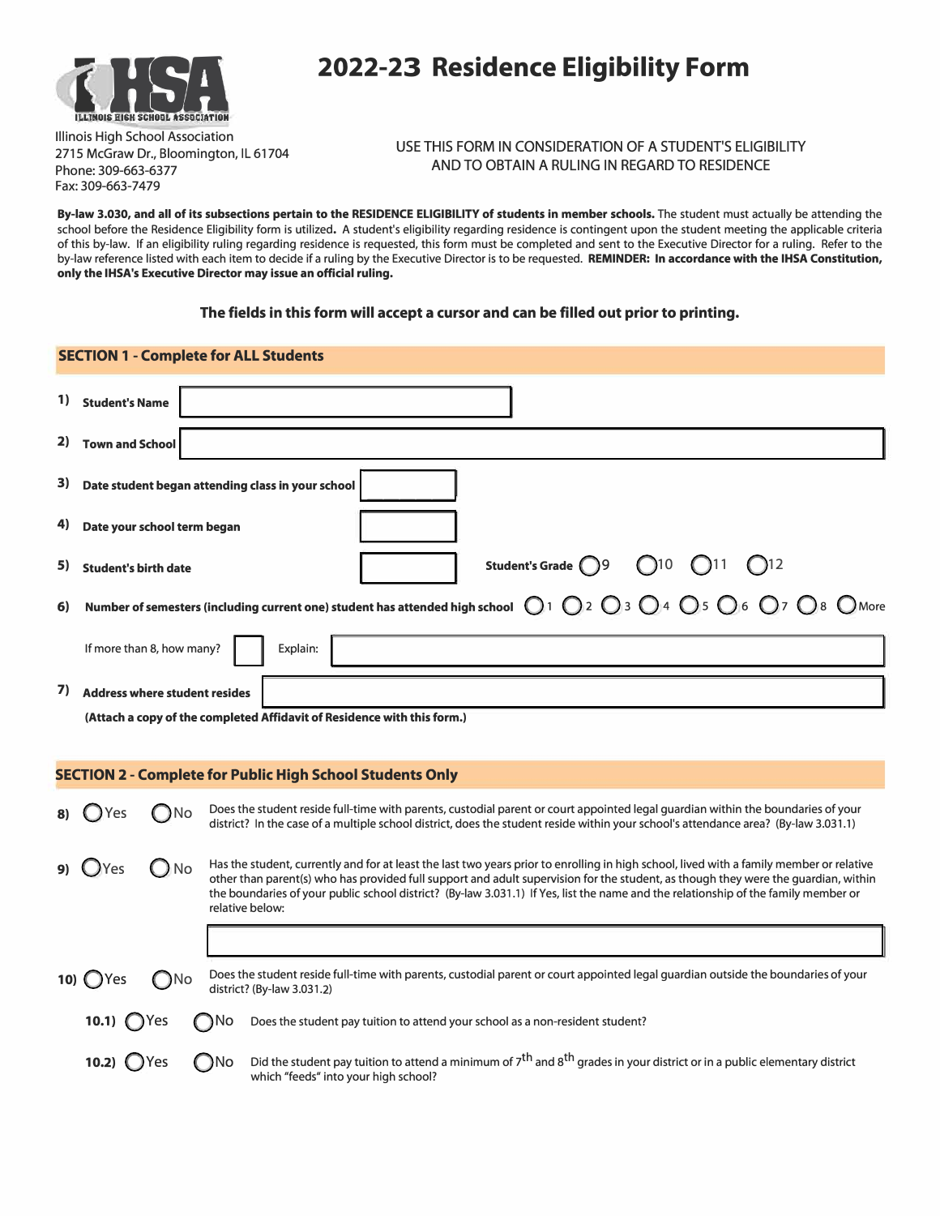# 2022-23 Residence Eligibility Form

Illinois High School Association
2715 McGraw Dr., Bloomington, IL 61704
Phone: 309-663-6377
Fax: 309-663-7479

USE THIS FORM IN CONSIDERATION OF A STUDENT'S ELIGIBILITY AND TO OBTAIN A RULING IN REGARD TO RESIDENCE

**By-law 3.030, and all of its subsections pertain to the RESIDENCE ELIGIBILITY of students in member schools.** The student must actually be attending the school before the Residence Eligibility form is utilized**.** A student's eligibility regarding residence is contingent upon the student meeting the applicable criteria of this by-law. If an eligibility ruling regarding residence is requested, this form must be completed and sent to the Executive Director for a ruling. Refer to the by-law reference listed with each item to decide if a ruling by the Executive Director is to be requested. **REMINDER: In accordance with the IHSA Constitution, only the IHSA's Executive Director may issue an official ruling.**

**The fields in this form will accept a cursor and can be filled out prior to printing.**

## SECTION 1 - Complete for ALL Students

1) **Student's Name** ____________________

2) **Town and School** ____________________

3) **Date student began attending class in your school** ____________________

4) **Date your school term began** ____________________

5) **Student's birth date** ____________________ **Student's Grade** ◯ 9 ◯ 10 ◯ 11 ◯ 12

6) **Number of semesters (including current one) student has attended high school** ◯ 1 ◯ 2 ◯ 3 ◯ 4 ◯ 5 ◯ 6 ◯ 7 ◯ 8 ◯ More

If more than 8, how many? ______ Explain: ____________________

7) **Address where student resides** ____________________

**(Attach a copy of the completed Affidavit of Residence with this form.)**

## SECTION 2 - Complete for Public High School Students Only

8) ◯ Yes ◯ No — Does the student reside full-time with parents, custodial parent or court appointed legal guardian within the boundaries of your district? In the case of a multiple school district, does the student reside within your school's attendance area? (By-law 3.031.1)

9) ◯ Yes ◯ No — Has the student, currently and for at least the last two years prior to enrolling in high school, lived with a family member or relative other than parent(s) who has provided full support and adult supervision for the student, as though they were the guardian, within the boundaries of your public school district? (By-law 3.031.1) If Yes, list the name and the relationship of the family member or relative below:

____________________

10) ◯ Yes ◯ No — Does the student reside full-time with parents, custodial parent or court appointed legal guardian outside the boundaries of your district? (By-law 3.031.2)

**10.1)** ◯ Yes ◯ No — Does the student pay tuition to attend your school as a non-resident student?

**10.2)** ◯ Yes ◯ No — Did the student pay tuition to attend a minimum of 7th and 8th grades in your district or in a public elementary district which "feeds" into your high school?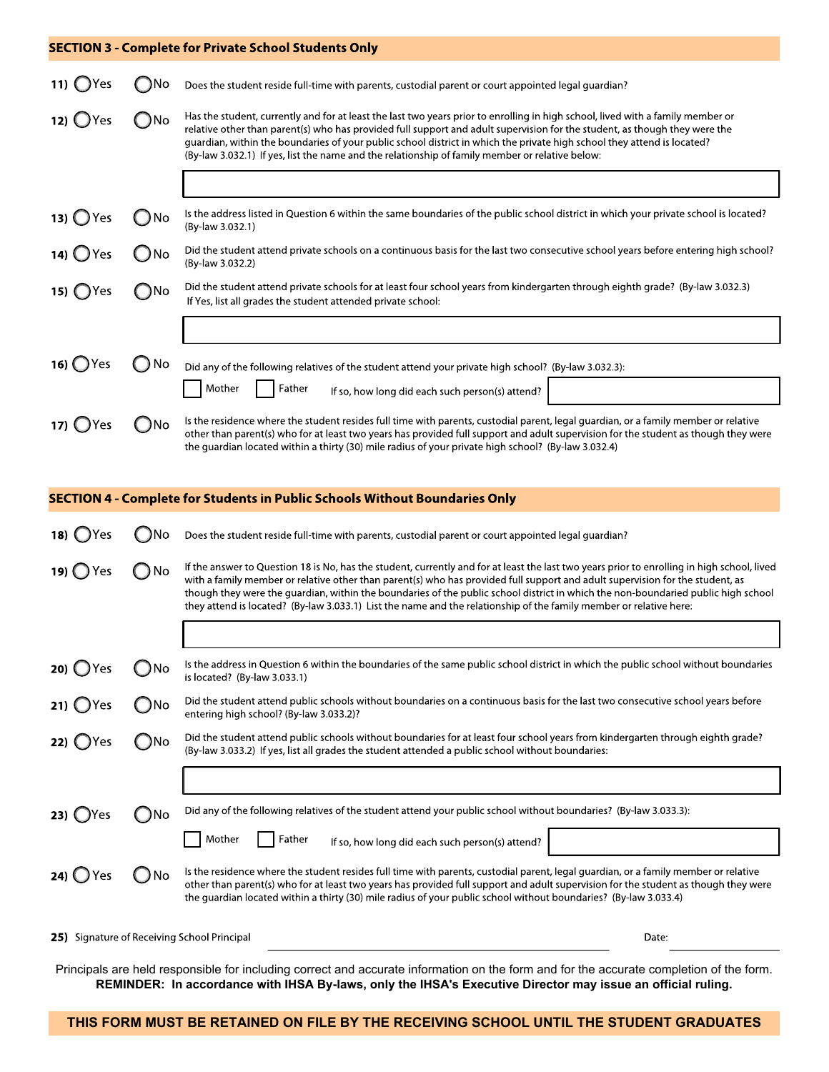## SECTION 3 - Complete for Private School Students Only

**11)** ◯ Yes ◯ No Does the student reside full-time with parents, custodial parent or court appointed legal guardian?

**12)** ◯ Yes ◯ No Has the student, currently and for at least the last two years prior to enrolling in high school, lived with a family member or relative other than parent(s) who has provided full support and adult supervision for the student, as though they were the guardian, within the boundaries of your public school district in which the private high school they attend is located? (By-law 3.032.1) If yes, list the name and the relationship of family member or relative below:

______________________________

**13)** ◯ Yes ◯ No Is the address listed in Question 6 within the same boundaries of the public school district in which your private school is located? (By-law 3.032.1)

**14)** ◯ Yes ◯ No Did the student attend private schools on a continuous basis for the last two consecutive school years before entering high school? (By-law 3.032.2)

**15)** ◯ Yes ◯ No Did the student attend private schools for at least four school years from kindergarten through eighth grade? (By-law 3.032.3) If Yes, list all grades the student attended private school:

______________________________

**16)** ◯ Yes ◯ No Did any of the following relatives of the student attend your private high school? (By-law 3.032.3):

☐ Mother ☐ Father If so, how long did each such person(s) attend? ______________

**17)** ◯ Yes ◯ No Is the residence where the student resides full time with parents, custodial parent, legal guardian, or a family member or relative other than parent(s) who for at least two years has provided full support and adult supervision for the student as though they were the guardian located within a thirty (30) mile radius of your private high school? (By-law 3.032.4)

## SECTION 4 - Complete for Students in Public Schools Without Boundaries Only

**18)** ◯ Yes ◯ No Does the student reside full-time with parents, custodial parent or court appointed legal guardian?

**19)** ◯ Yes ◯ No If the answer to Question 18 is No, has the student, currently and for at least the last two years prior to enrolling in high school, lived with a family member or relative other than parent(s) who has provided full support and adult supervision for the student, as though they were the guardian, within the boundaries of the public school district in which the non-boundaried public high school they attend is located? (By-law 3.033.1) List the name and the relationship of the family member or relative here:

______________________________

**20)** ◯ Yes ◯ No Is the address in Question 6 within the boundaries of the same public school district in which the public school without boundaries is located? (By-law 3.033.1)

**21)** ◯ Yes ◯ No Did the student attend public schools without boundaries on a continuous basis for the last two consecutive school years before entering high school? (By-law 3.033.2)?

**22)** ◯ Yes ◯ No Did the student attend public schools without boundaries for at least four school years from kindergarten through eighth grade? (By-law 3.033.2) If yes, list all grades the student attended a public school without boundaries:

______________________________

**23)** ◯ Yes ◯ No Did any of the following relatives of the student attend your public school without boundaries? (By-law 3.033.3):

☐ Mother ☐ Father If so, how long did each such person(s) attend? ______________

**24)** ◯ Yes ◯ No Is the residence where the student resides full time with parents, custodial parent, legal guardian, or a family member or relative other than parent(s) who for at least two years has provided full support and adult supervision for the student as though they were the guardian located within a thirty (30) mile radius of your public school without boundaries? (By-law 3.033.4)

**25)** Signature of Receiving School Principal ______________________________ Date: ______________

Principals are held responsible for including correct and accurate information on the form and for the accurate completion of the form.
**REMINDER: In accordance with IHSA By-laws, only the IHSA's Executive Director may issue an official ruling.**

**THIS FORM MUST BE RETAINED ON FILE BY THE RECEIVING SCHOOL UNTIL THE STUDENT GRADUATES**